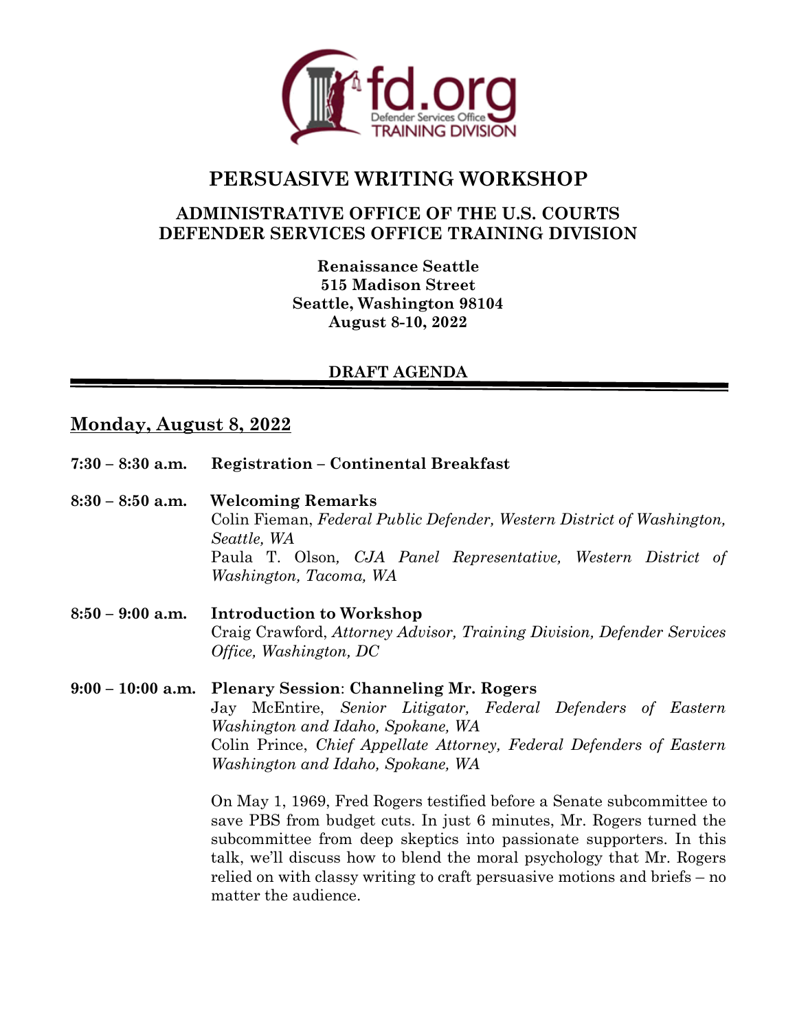# PERSUASIVE WRITING WORKSHOP

## ADMINISTRATIVE OFFICE OF THE U.S. COURTS
## DEFENDER SERVICES OFFICE TRAINING DIVISION

**Renaissance Seattle**
**515 Madison Street**
**Seattle, Washington 98104**
**August 8-10, 2022**

**DRAFT AGENDA**

---

## Monday, August 8, 2022

**7:30 – 8:30 a.m.** **Registration – Continental Breakfast**

**8:30 – 8:50 a.m.** **Welcoming Remarks**
Colin Fieman, *Federal Public Defender, Western District of Washington, Seattle, WA*
Paula T. Olson, *CJA Panel Representative, Western District of Washington, Tacoma, WA*

**8:50 – 9:00 a.m.** **Introduction to Workshop**
Craig Crawford, *Attorney Advisor, Training Division, Defender Services Office, Washington, DC*

**9:00 – 10:00 a.m.** **Plenary Session**: **Channeling Mr. Rogers**
Jay McEntire, *Senior Litigator, Federal Defenders of Eastern Washington and Idaho, Spokane, WA*
Colin Prince, *Chief Appellate Attorney, Federal Defenders of Eastern Washington and Idaho, Spokane, WA*

On May 1, 1969, Fred Rogers testified before a Senate subcommittee to save PBS from budget cuts. In just 6 minutes, Mr. Rogers turned the subcommittee from deep skeptics into passionate supporters. In this talk, we'll discuss how to blend the moral psychology that Mr. Rogers relied on with classy writing to craft persuasive motions and briefs – no matter the audience.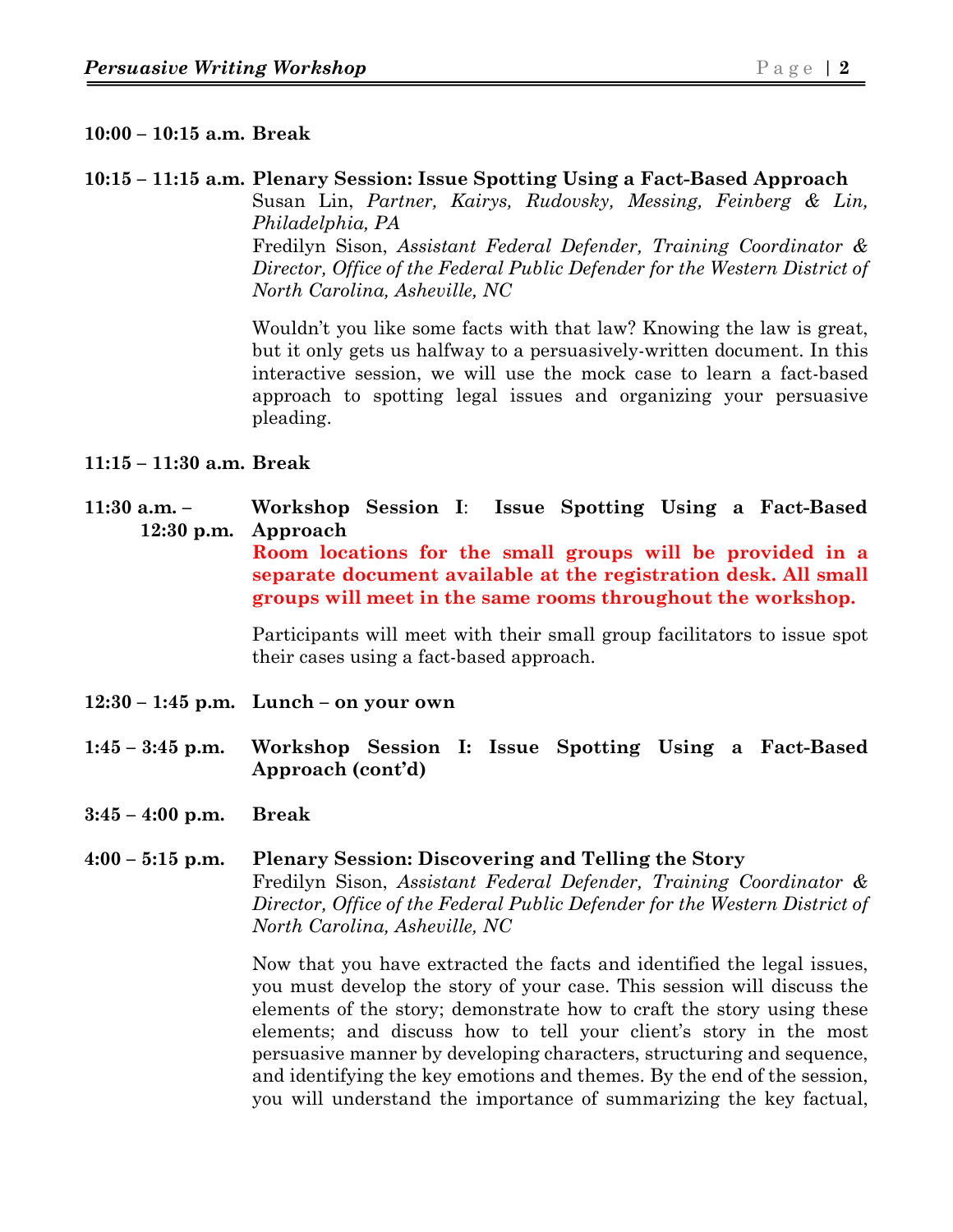**10:00 – 10:15 a.m. Break**

**10:15 – 11:15 a.m. Plenary Session: Issue Spotting Using a Fact-Based Approach**

Susan Lin, *Partner, Kairys, Rudovsky, Messing, Feinberg & Lin, Philadelphia, PA*

Fredilyn Sison, *Assistant Federal Defender, Training Coordinator & Director, Office of the Federal Public Defender for the Western District of North Carolina, Asheville, NC*

Wouldn't you like some facts with that law? Knowing the law is great, but it only gets us halfway to a persuasively-written document. In this interactive session, we will use the mock case to learn a fact-based approach to spotting legal issues and organizing your persuasive pleading.

**11:15 – 11:30 a.m. Break**

**11:30 a.m. – 12:30 p.m. Workshop Session I: Issue Spotting Using a Fact-Based Approach**

**Room locations for the small groups will be provided in a separate document available at the registration desk. All small groups will meet in the same rooms throughout the workshop.**

Participants will meet with their small group facilitators to issue spot their cases using a fact-based approach.

**12:30 – 1:45 p.m. Lunch – on your own**

**1:45 – 3:45 p.m. Workshop Session I: Issue Spotting Using a Fact-Based Approach (cont'd)**

**3:45 – 4:00 p.m. Break**

**4:00 – 5:15 p.m. Plenary Session: Discovering and Telling the Story**

Fredilyn Sison, *Assistant Federal Defender, Training Coordinator & Director, Office of the Federal Public Defender for the Western District of North Carolina, Asheville, NC*

Now that you have extracted the facts and identified the legal issues, you must develop the story of your case. This session will discuss the elements of the story; demonstrate how to craft the story using these elements; and discuss how to tell your client's story in the most persuasive manner by developing characters, structuring and sequence, and identifying the key emotions and themes. By the end of the session, you will understand the importance of summarizing the key factual,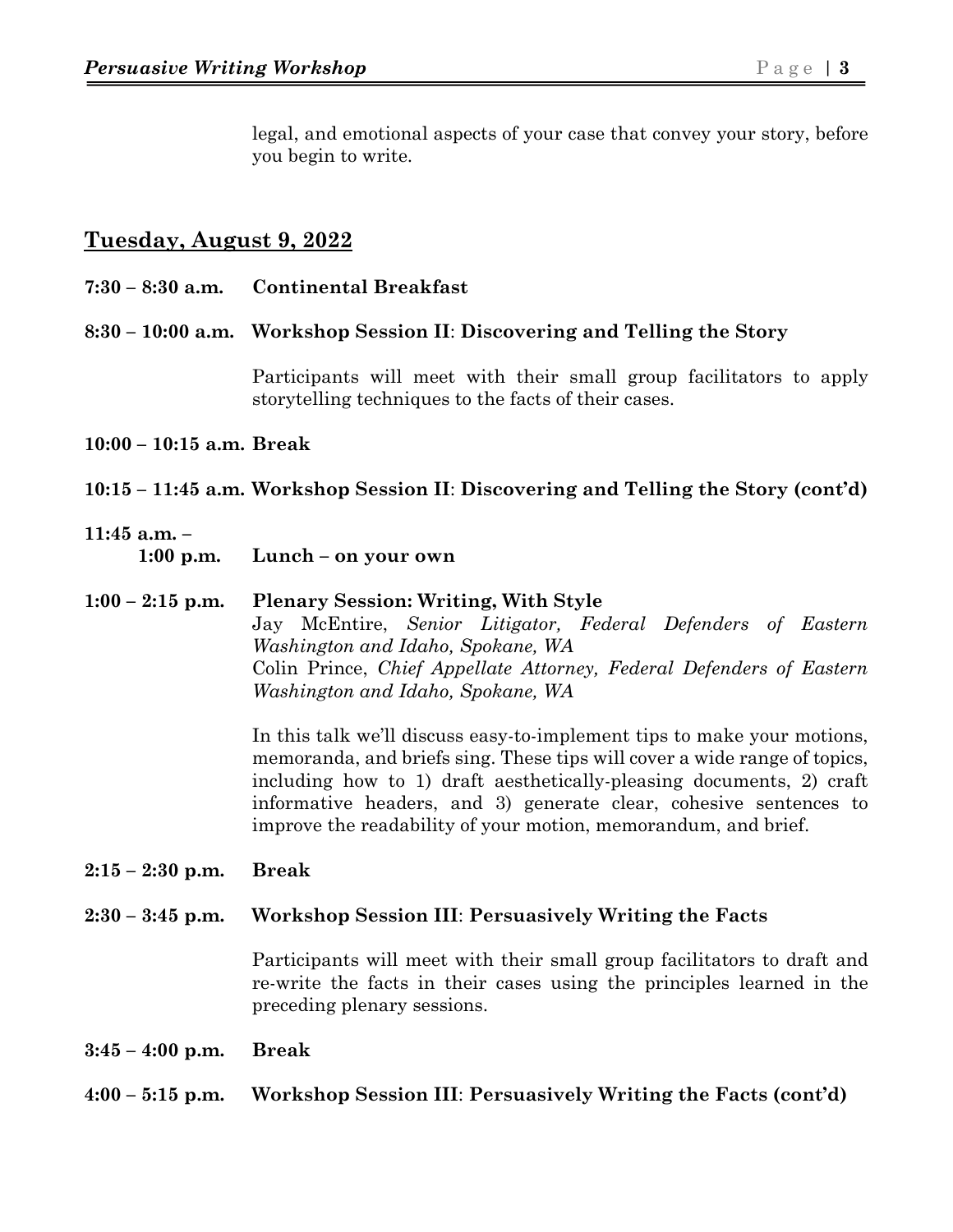legal, and emotional aspects of your case that convey your story, before you begin to write.

## Tuesday, August 9, 2022

**7:30 – 8:30 a.m.** **Continental Breakfast**

**8:30 – 10:00 a.m.** **Workshop Session II**: **Discovering and Telling the Story**

Participants will meet with their small group facilitators to apply storytelling techniques to the facts of their cases.

**10:00 – 10:15 a.m. Break**

**10:15 – 11:45 a.m. Workshop Session II**: **Discovering and Telling the Story (cont'd)**

**11:45 a.m. – 1:00 p.m.** **Lunch – on your own**

**1:00 – 2:15 p.m.** **Plenary Session: Writing, With Style**
Jay McEntire, *Senior Litigator, Federal Defenders of Eastern Washington and Idaho, Spokane, WA*
Colin Prince, *Chief Appellate Attorney, Federal Defenders of Eastern Washington and Idaho, Spokane, WA*

In this talk we'll discuss easy-to-implement tips to make your motions, memoranda, and briefs sing. These tips will cover a wide range of topics, including how to 1) draft aesthetically-pleasing documents, 2) craft informative headers, and 3) generate clear, cohesive sentences to improve the readability of your motion, memorandum, and brief.

**2:15 – 2:30 p.m.** **Break**

**2:30 – 3:45 p.m.** **Workshop Session III**: **Persuasively Writing the Facts**

Participants will meet with their small group facilitators to draft and re-write the facts in their cases using the principles learned in the preceding plenary sessions.

**3:45 – 4:00 p.m.** **Break**

**4:00 – 5:15 p.m.** **Workshop Session III**: **Persuasively Writing the Facts (cont'd)**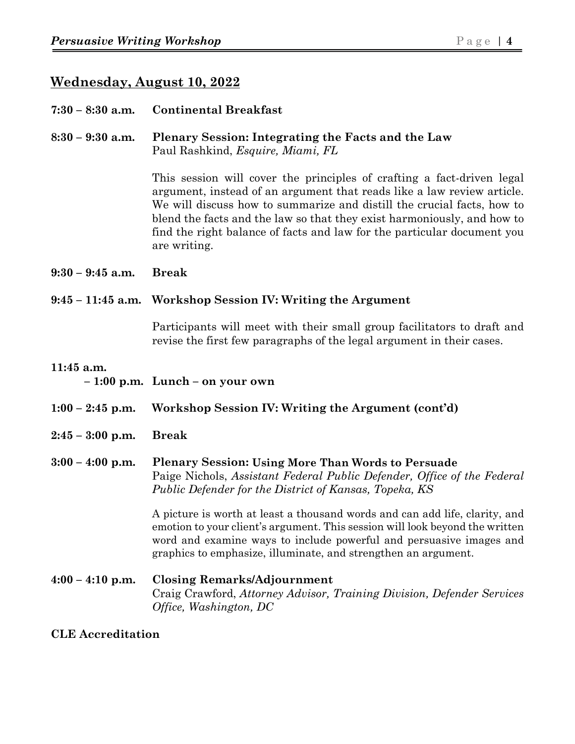## Wednesday, August 10, 2022

**7:30 – 8:30 a.m.** **Continental Breakfast**

**8:30 – 9:30 a.m.** **Plenary Session: Integrating the Facts and the Law**
Paul Rashkind, *Esquire, Miami, FL*

This session will cover the principles of crafting a fact-driven legal argument, instead of an argument that reads like a law review article. We will discuss how to summarize and distill the crucial facts, how to blend the facts and the law so that they exist harmoniously, and how to find the right balance of facts and law for the particular document you are writing.

**9:30 – 9:45 a.m.** **Break**

**9:45 – 11:45 a.m.** **Workshop Session IV: Writing the Argument**

Participants will meet with their small group facilitators to draft and revise the first few paragraphs of the legal argument in their cases.

**11:45 a.m. – 1:00 p.m.** **Lunch – on your own**

**1:00 – 2:45 p.m.** **Workshop Session IV: Writing the Argument (cont'd)**

**2:45 – 3:00 p.m.** **Break**

**3:00 – 4:00 p.m.** **Plenary Session: Using More Than Words to Persuade**
Paige Nichols, *Assistant Federal Public Defender, Office of the Federal Public Defender for the District of Kansas, Topeka, KS*

A picture is worth at least a thousand words and can add life, clarity, and emotion to your client's argument. This session will look beyond the written word and examine ways to include powerful and persuasive images and graphics to emphasize, illuminate, and strengthen an argument.

**4:00 – 4:10 p.m.** **Closing Remarks/Adjournment**
Craig Crawford, *Attorney Advisor, Training Division, Defender Services Office, Washington, DC*

**CLE Accreditation**